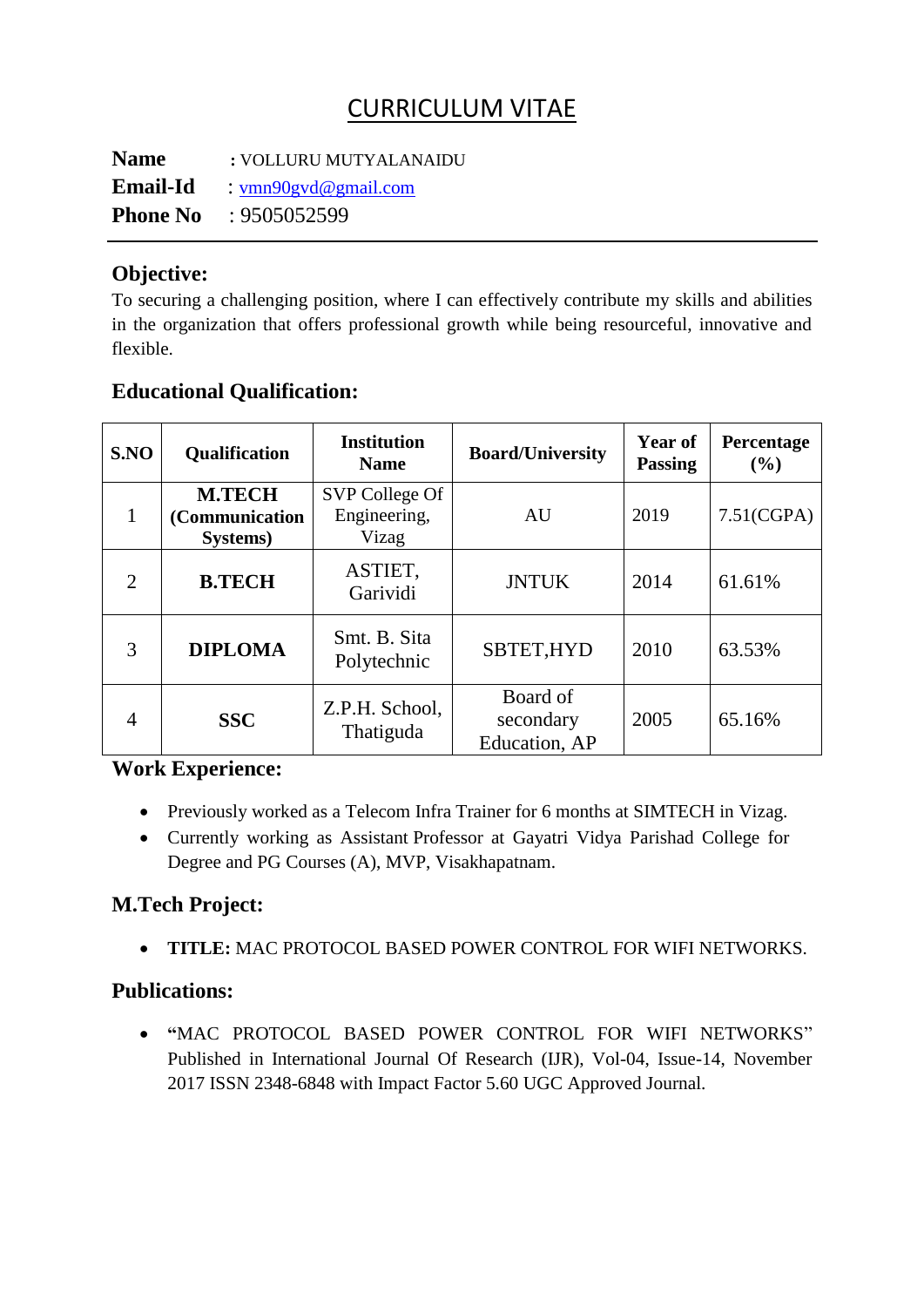# CURRICULUM VITAE

**Name** : VOLLURU MUTYALANAIDU
**Email-Id** : vmn90gvd@gmail.com
**Phone No** : 9505052599

---

## Objective:

To securing a challenging position, where I can effectively contribute my skills and abilities in the organization that offers professional growth while being resourceful, innovative and flexible.

## Educational Qualification:

| S.NO | Qualification | Institution Name | Board/University | Year of Passing | Percentage (%) |
|---|---|---|---|---|---|
| 1 | **M.TECH (Communication Systems)** | SVP College Of Engineering, Vizag | AU | 2019 | 7.51(CGPA) |
| 2 | **B.TECH** | ASTIET, Garividi | JNTUK | 2014 | 61.61% |
| 3 | **DIPLOMA** | Smt. B. Sita Polytechnic | SBTET,HYD | 2010 | 63.53% |
| 4 | **SSC** | Z.P.H. School, Thatiguda | Board of secondary Education, AP | 2005 | 65.16% |

## Work Experience:

- Previously worked as a Telecom Infra Trainer for 6 months at SIMTECH in Vizag.
- Currently working as Assistant Professor at Gayatri Vidya Parishad College for Degree and PG Courses (A), MVP, Visakhapatnam.

## M.Tech Project:

- **TITLE:** MAC PROTOCOL BASED POWER CONTROL FOR WIFI NETWORKS.

## Publications:

- **"**MAC PROTOCOL BASED POWER CONTROL FOR WIFI NETWORKS" Published in International Journal Of Research (IJR), Vol-04, Issue-14, November 2017 ISSN 2348-6848 with Impact Factor 5.60 UGC Approved Journal.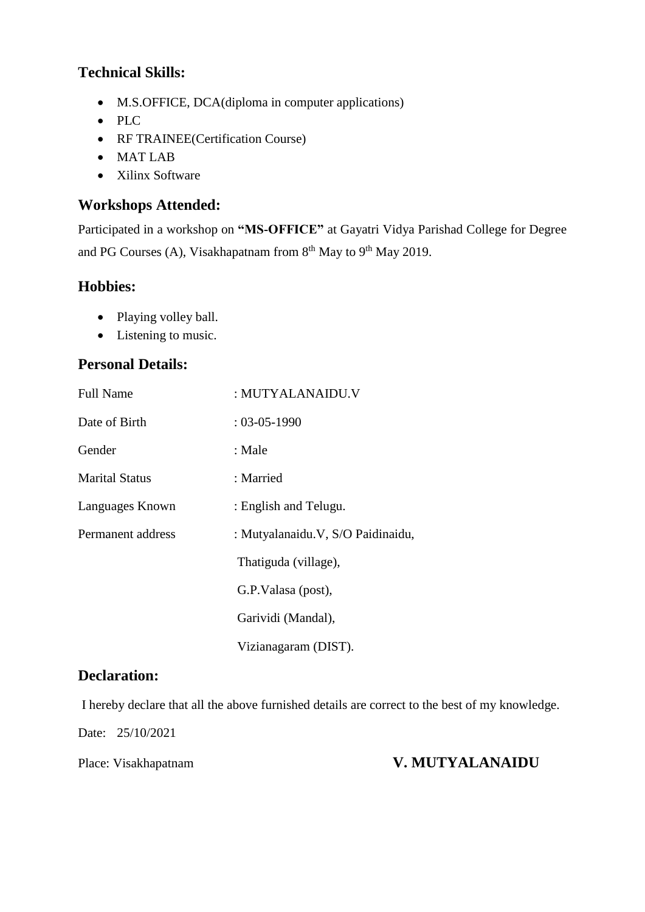## Technical Skills:

- M.S.OFFICE, DCA(diploma in computer applications)
- PLC
- RF TRAINEE(Certification Course)
- MAT LAB
- Xilinx Software

## Workshops Attended:

Participated in a workshop on **"MS-OFFICE"** at Gayatri Vidya Parishad College for Degree and PG Courses (A), Visakhapatnam from 8th May to 9th May 2019.

## Hobbies:

- Playing volley ball.
- Listening to music.

## Personal Details:

| | |
|---|---|
| Full Name | : MUTYALANAIDU.V |
| Date of Birth | : 03-05-1990 |
| Gender | : Male |
| Marital Status | : Married |
| Languages Known | : English and Telugu. |
| Permanent address | : Mutyalanaidu.V, S/O Paidinaidu, |
| | Thatiguda (village), |
| | G.P.Valasa (post), |
| | Garividi (Mandal), |
| | Vizianagaram (DIST). |

## Declaration:

I hereby declare that all the above furnished details are correct to the best of my knowledge.

Date: 25/10/2021

Place: Visakhapatnam **V. MUTYALANAIDU**